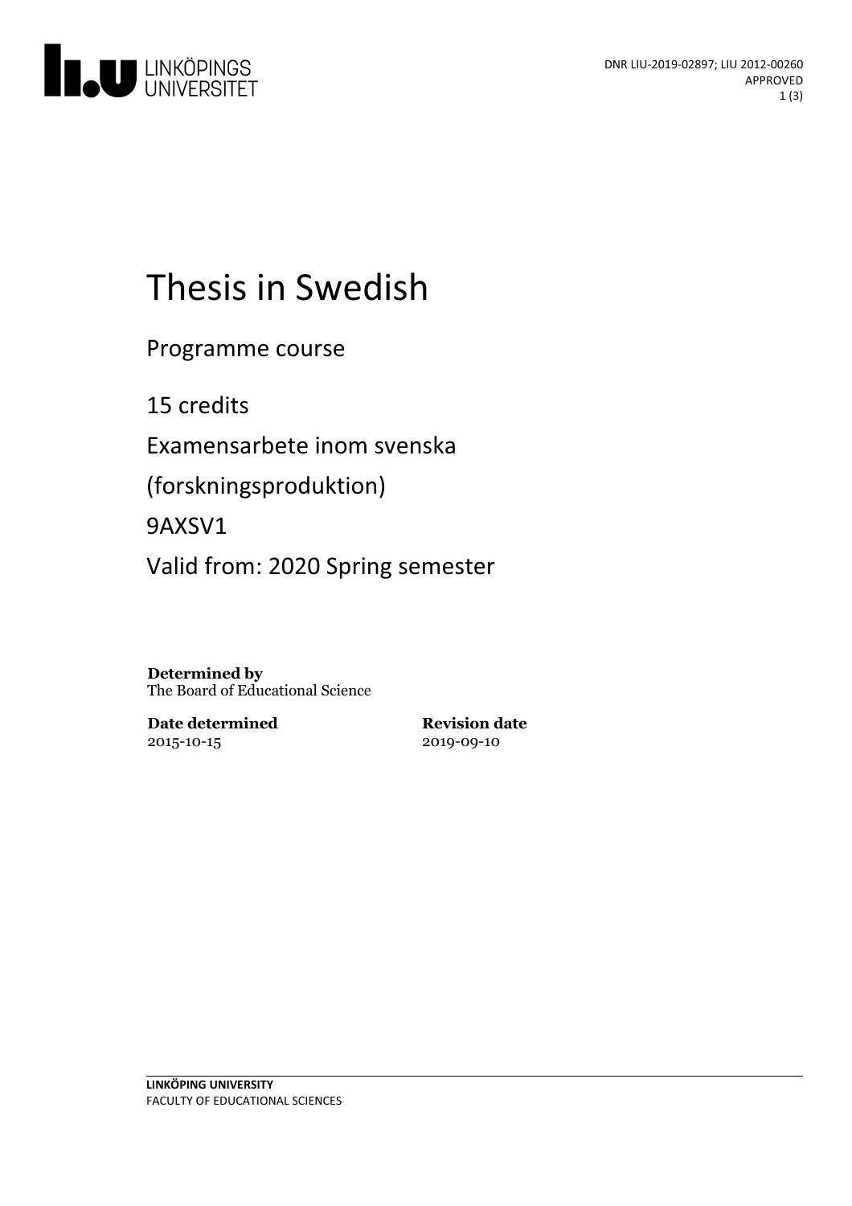DNR LIU-2019-02897; LIU 2012-00260
APPROVED

# Thesis in Swedish

Programme course

15 credits

Examensarbete inom svenska (forskningsproduktion)

9AXSV1

Valid from: 2020 Spring semester

**Determined by**
The Board of Educational Science

**Date determined**
2015-10-15

**Revision date**
2019-09-10

**LINKÖPING UNIVERSITY**
FACULTY OF EDUCATIONAL SCIENCES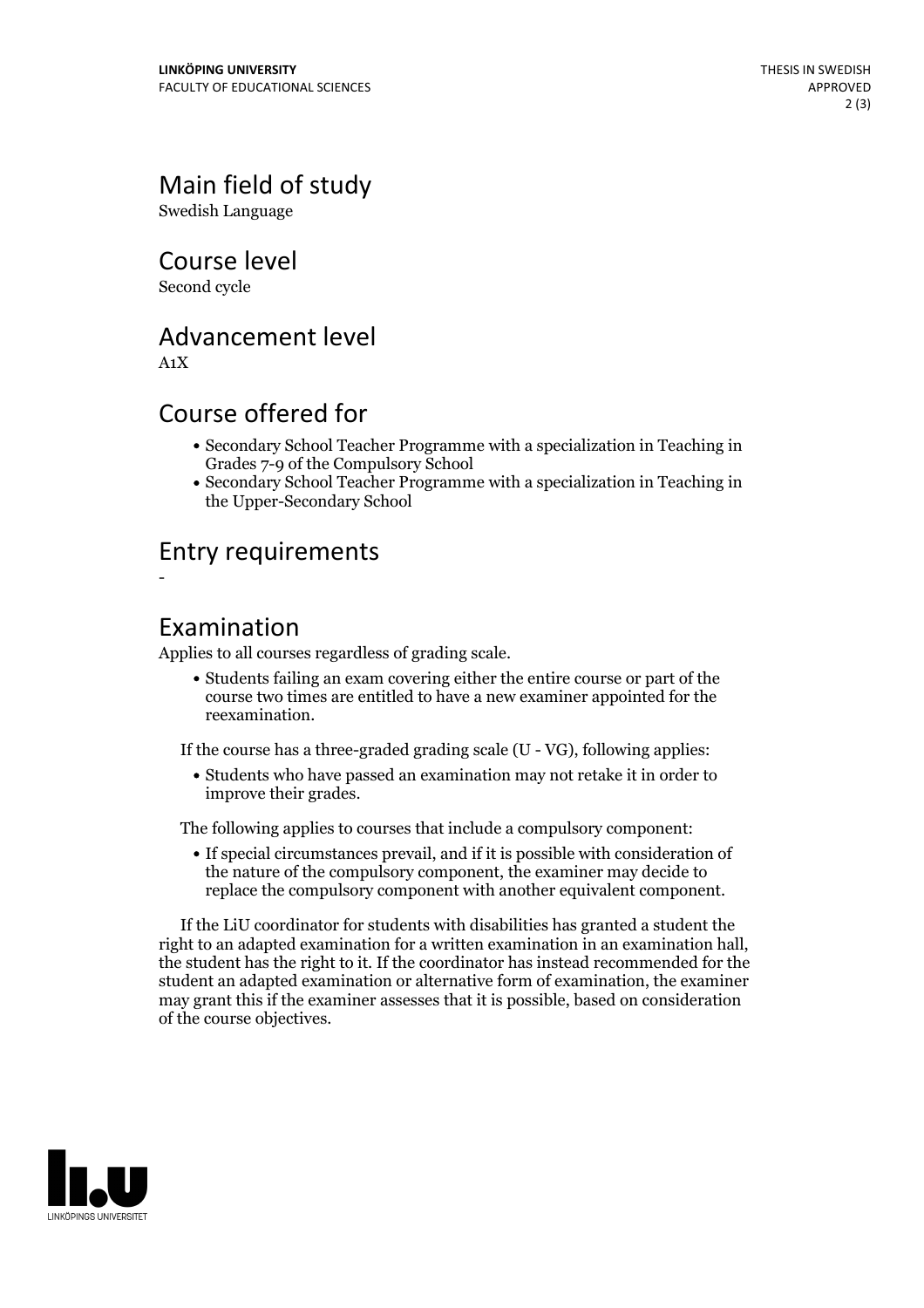# Main field of study

Swedish Language

# Course level

Second cycle

# Advancement level

A1X

# Course offered for

- Secondary School Teacher Programme with a specialization in Teaching in Grades 7-9 of the Compulsory School
- Secondary School Teacher Programme with a specialization in Teaching in the Upper-Secondary School

# Entry requirements

-

# Examination

Applies to all courses regardless of grading scale.

- Students failing an exam covering either the entire course or part of the course two times are entitled to have a new examiner appointed for the reexamination.

If the course has a three-graded grading scale (U - VG), following applies:

- Students who have passed an examination may not retake it in order to improve their grades.

The following applies to courses that include a compulsory component:

- If special circumstances prevail, and if it is possible with consideration of the nature of the compulsory component, the examiner may decide to replace the compulsory component with another equivalent component.

If the LiU coordinator for students with disabilities has granted a student the right to an adapted examination for a written examination in an examination hall, the student has the right to it. If the coordinator has instead recommended for the student an adapted examination or alternative form of examination, the examiner may grant this if the examiner assesses that it is possible, based on consideration of the course objectives.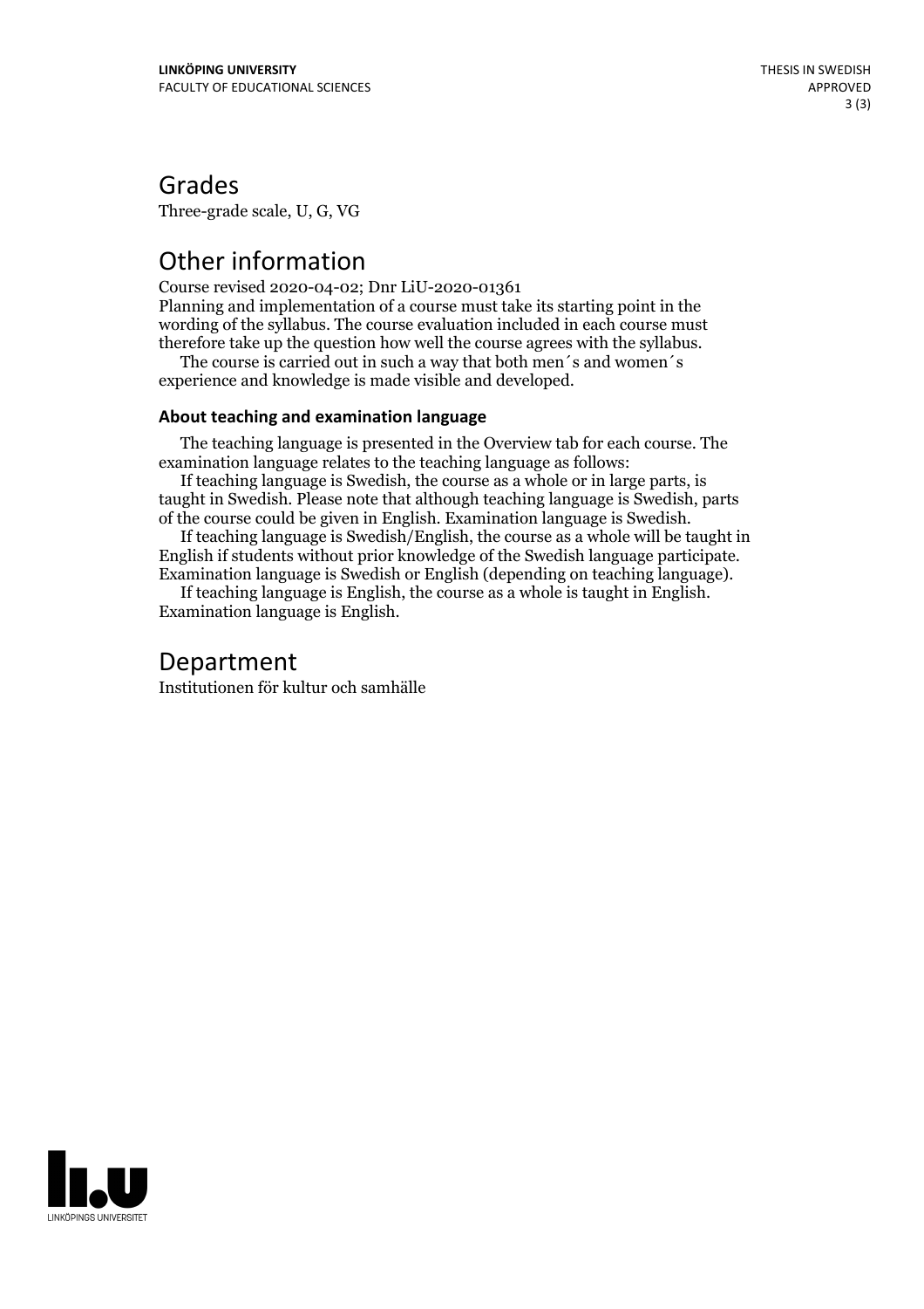## Grades

Three-grade scale, U, G, VG

## Other information

Course revised 2020-04-02; Dnr LiU-2020-01361

Planning and implementation of a course must take its starting point in the wording of the syllabus. The course evaluation included in each course must therefore take up the question how well the course agrees with the syllabus.

The course is carried out in such a way that both men´s and women´s experience and knowledge is made visible and developed.

### About teaching and examination language

The teaching language is presented in the Overview tab for each course. The examination language relates to the teaching language as follows:

If teaching language is Swedish, the course as a whole or in large parts, is taught in Swedish. Please note that although teaching language is Swedish, parts of the course could be given in English. Examination language is Swedish.

If teaching language is Swedish/English, the course as a whole will be taught in English if students without prior knowledge of the Swedish language participate. Examination language is Swedish or English (depending on teaching language).

If teaching language is English, the course as a whole is taught in English. Examination language is English.

## Department

Institutionen för kultur och samhälle